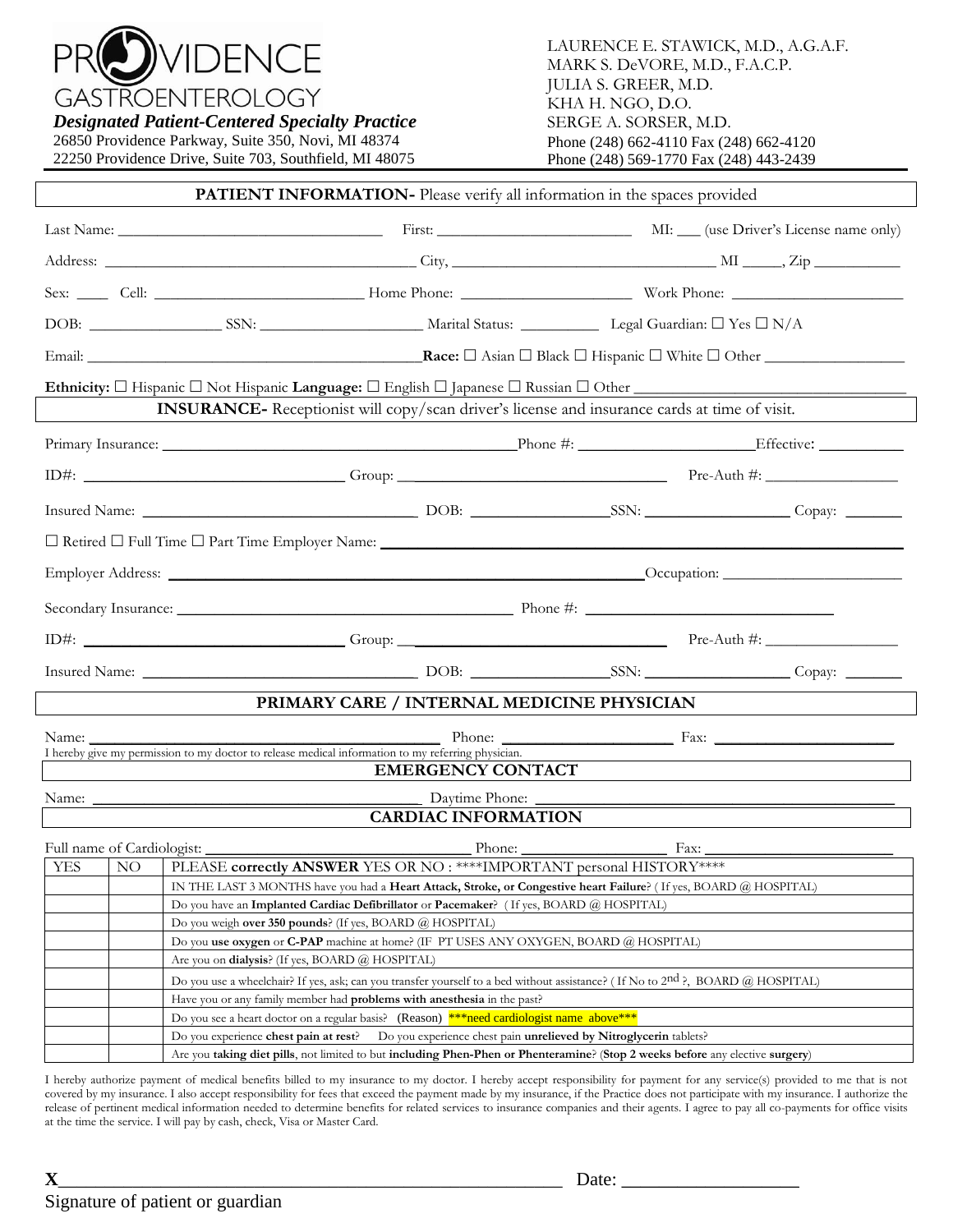# PROVIDENCE GASTROENTEROLOGY

***Designated Patient-Centered Specialty Practice***

26850 Providence Parkway, Suite 350, Novi, MI 48374
22250 Providence Drive, Suite 703, Southfield, MI 48075

LAURENCE E. STAWICK, M.D., A.G.A.F.
MARK S. DeVORE, M.D., F.A.C.P.
JULIA S. GREER, M.D.
KHA H. NGO, D.O.
SERGE A. SORSER, M.D.
Phone (248) 662-4110 Fax (248) 662-4120
Phone (248) 569-1770 Fax (248) 443-2439

## PATIENT INFORMATION- Please verify all information in the spaces provided

Last Name: ______________________________ First: ______________________ MI: ___ (use Driver's License name only)

Address: ____________________________________ City, ______________________________ MI _____, Zip __________

Sex: ____ Cell: ________________________ Home Phone: ____________________ Work Phone: ____________________

DOB: _______________ SSN: ____________________ Marital Status: __________ Legal Guardian: ☐ Yes ☐ N/A

Email: ________________________________________ **Race:** ☐ Asian ☐ Black ☐ Hispanic ☐ White ☐ Other ________________

**Ethnicity:** ☐ Hispanic ☐ Not Hispanic **Language:** ☐ English ☐ Japanese ☐ Russian ☐ Other ______________________________

## INSURANCE- Receptionist will copy/scan driver's license and insurance cards at time of visit.

Primary Insurance: ________________________________________ Phone #: ____________________ Effective: __________

ID#: ______________________________ Group: ______________________________ Pre-Auth #: ________________

Insured Name: ______________________________ DOB: ________________ SSN: ________________ Copay: _______

☐ Retired ☐ Full Time ☐ Part Time Employer Name: ____________________________________________________________

Employer Address: ______________________________________________________ Occupation: ______________________

Secondary Insurance: ________________________________________ Phone #: ______________________________

ID#: ______________________________ Group: ______________________________ Pre-Auth #: ________________

Insured Name: ______________________________ DOB: ________________ SSN: ________________ Copay: _______

## PRIMARY CARE / INTERNAL MEDICINE PHYSICIAN

Name: ________________________________________ Phone: ____________________ Fax: ____________________

I hereby give my permission to my doctor to release medical information to my referring physician.

## EMERGENCY CONTACT

Name: ________________________________________ Daytime Phone: ________________________________________

## CARDIAC INFORMATION

Full name of Cardiologist: ________________________________ Phone: ________________ Fax: ______________________

| YES | NO | PLEASE **correctly ANSWER** YES OR NO : \*\*\*\*IMPORTANT personal HISTORY\*\*\*\* |
|---|---|---|
| | | IN THE LAST 3 MONTHS have you had a **Heart Attack, Stroke, or Congestive heart Failure**? ( If yes, BOARD @ HOSPITAL) |
| | | Do you have an **Implanted Cardiac Defibrillator** or **Pacemaker**? ( If yes, BOARD @ HOSPITAL) |
| | | Do you weigh **over 350 pounds**? (If yes, BOARD @ HOSPITAL) |
| | | Do you **use oxygen** or **C-PAP** machine at home? (IF PT USES ANY OXYGEN, BOARD @ HOSPITAL) |
| | | Are you on **dialysis**? (If yes, BOARD @ HOSPITAL) |
| | | Do you use a wheelchair? If yes, ask; can you transfer yourself to a bed without assistance? ( If No to 2nd ?, BOARD @ HOSPITAL) |
| | | Have you or any family member had **problems with anesthesia** in the past? |
| | | Do you see a heart doctor on a regular basis? (Reason) \*\*\*need cardiologist name above\*\*\* |
| | | Do you experience **chest pain at rest**? Do you experience chest pain **unrelieved by Nitroglycerin** tablets? |
| | | Are you **taking diet pills**, not limited to but **including Phen-Phen or Phenteramine**? (**Stop 2 weeks before** any elective **surgery**) |

I hereby authorize payment of medical benefits billed to my insurance to my doctor. I hereby accept responsibility for payment for any service(s) provided to me that is not covered by my insurance. I also accept responsibility for fees that exceed the payment made by my insurance, if the Practice does not participate with my insurance. I authorize the release of pertinent medical information needed to determine benefits for related services to insurance companies and their agents. I agree to pay all co-payments for office visits at the time the service. I will pay by cash, check, Visa or Master Card.

**X**________________________________________________________ Date: ____________________

Signature of patient or guardian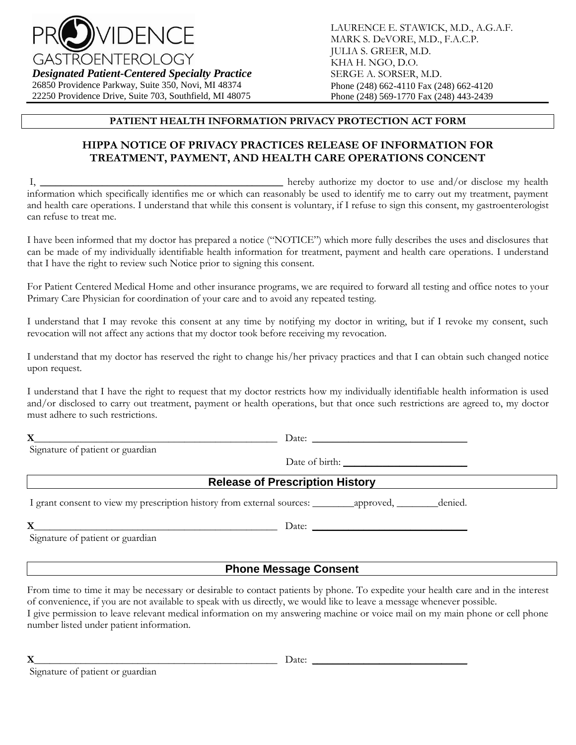PROVIDENCE
GASTROENTEROLOGY
***Designated Patient-Centered Specialty Practice***
26850 Providence Parkway, Suite 350, Novi, MI 48374
22250 Providence Drive, Suite 703, Southfield, MI 48075

LAURENCE E. STAWICK, M.D., A.G.A.F.
MARK S. DeVORE, M.D., F.A.C.P.
JULIA S. GREER, M.D.
KHA H. NGO, D.O.
SERGE A. SORSER, M.D.
Phone (248) 662-4110 Fax (248) 662-4120
Phone (248) 569-1770 Fax (248) 443-2439

**PATIENT HEALTH INFORMATION PRIVACY PROTECTION ACT FORM**

## HIPPA NOTICE OF PRIVACY PRACTICES RELEASE OF INFORMATION FOR TREATMENT, PAYMENT, AND HEALTH CARE OPERATIONS CONCENT

I, ______________________________________________ hereby authorize my doctor to use and/or disclose my health information which specifically identifies me or which can reasonably be used to identify me to carry out my treatment, payment and health care operations. I understand that while this consent is voluntary, if I refuse to sign this consent, my gastroenterologist can refuse to treat me.

I have been informed that my doctor has prepared a notice ("NOTICE") which more fully describes the uses and disclosures that can be made of my individually identifiable health information for treatment, payment and health care operations. I understand that I have the right to review such Notice prior to signing this consent.

For Patient Centered Medical Home and other insurance programs, we are required to forward all testing and office notes to your Primary Care Physician for coordination of your care and to avoid any repeated testing.

I understand that I may revoke this consent at any time by notifying my doctor in writing, but if I revoke my consent, such revocation will not affect any actions that my doctor took before receiving my revocation.

I understand that my doctor has reserved the right to change his/her privacy practices and that I can obtain such changed notice upon request.

I understand that I have the right to request that my doctor restricts how my individually identifiable health information is used and/or disclosed to carry out treatment, payment or health operations, but that once such restrictions are agreed to, my doctor must adhere to such restrictions.

**X**______________________________________________ Date: ______________________________
Signature of patient or guardian

Date of birth: ________________________

## Release of Prescription History

I grant consent to view my prescription history from external sources: ________approved, ________denied.

**X**______________________________________________ Date: ______________________________
Signature of patient or guardian

## Phone Message Consent

From time to time it may be necessary or desirable to contact patients by phone. To expedite your health care and in the interest of convenience, if you are not available to speak with us directly, we would like to leave a message whenever possible.
I give permission to leave relevant medical information on my answering machine or voice mail on my main phone or cell phone number listed under patient information.

**X**______________________________________________ Date: ______________________________
Signature of patient or guardian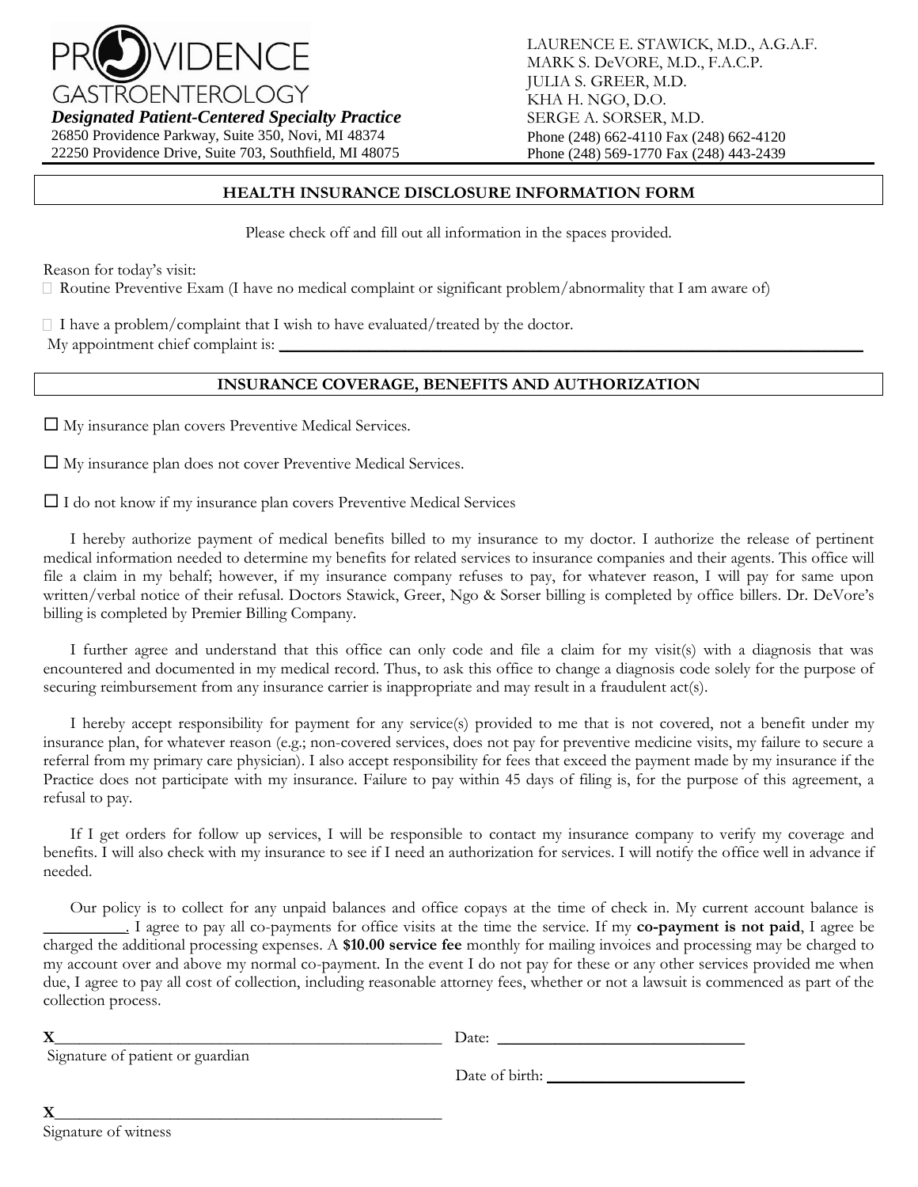PROVIDENCE
GASTROENTEROLOGY

***Designated Patient-Centered Specialty Practice***

26850 Providence Parkway, Suite 350, Novi, MI 48374
22250 Providence Drive, Suite 703, Southfield, MI 48075

LAURENCE E. STAWICK, M.D., A.G.A.F.
MARK S. DeVORE, M.D., F.A.C.P.
JULIA S. GREER, M.D.
KHA H. NGO, D.O.
SERGE A. SORSER, M.D.
Phone (248) 662-4110 Fax (248) 662-4120
Phone (248) 569-1770 Fax (248) 443-2439

## HEALTH INSURANCE DISCLOSURE INFORMATION FORM

Please check off and fill out all information in the spaces provided.

Reason for today's visit:

☐ Routine Preventive Exam (I have no medical complaint or significant problem/abnormality that I am aware of)

☐ I have a problem/complaint that I wish to have evaluated/treated by the doctor.
My appointment chief complaint is: ______________________________________________

## INSURANCE COVERAGE, BENEFITS AND AUTHORIZATION

☐ My insurance plan covers Preventive Medical Services.

☐ My insurance plan does not cover Preventive Medical Services.

☐ I do not know if my insurance plan covers Preventive Medical Services

I hereby authorize payment of medical benefits billed to my insurance to my doctor. I authorize the release of pertinent medical information needed to determine my benefits for related services to insurance companies and their agents. This office will file a claim in my behalf; however, if my insurance company refuses to pay, for whatever reason, I will pay for same upon written/verbal notice of their refusal. Doctors Stawick, Greer, Ngo & Sorser billing is completed by office billers. Dr. DeVore's billing is completed by Premier Billing Company.

I further agree and understand that this office can only code and file a claim for my visit(s) with a diagnosis that was encountered and documented in my medical record. Thus, to ask this office to change a diagnosis code solely for the purpose of securing reimbursement from any insurance carrier is inappropriate and may result in a fraudulent act(s).

I hereby accept responsibility for payment for any service(s) provided to me that is not covered, not a benefit under my insurance plan, for whatever reason (e.g.; non-covered services, does not pay for preventive medicine visits, my failure to secure a referral from my primary care physician). I also accept responsibility for fees that exceed the payment made by my insurance if the Practice does not participate with my insurance. Failure to pay within 45 days of filing is, for the purpose of this agreement, a refusal to pay.

If I get orders for follow up services, I will be responsible to contact my insurance company to verify my coverage and benefits. I will also check with my insurance to see if I need an authorization for services. I will notify the office well in advance if needed.

Our policy is to collect for any unpaid balances and office copays at the time of check in. My current account balance is __________. I agree to pay all co-payments for office visits at the time the service. If my **co-payment is not paid**, I agree be charged the additional processing expenses. A **$10.00 service fee** monthly for mailing invoices and processing may be charged to my account over and above my normal co-payment. In the event I do not pay for these or any other services provided me when due, I agree to pay all cost of collection, including reasonable attorney fees, whether or not a lawsuit is commenced as part of the collection process.

**X**______________________________________ Date: ____________________________
Signature of patient or guardian

Date of birth: ______________________

**X**______________________________________
Signature of witness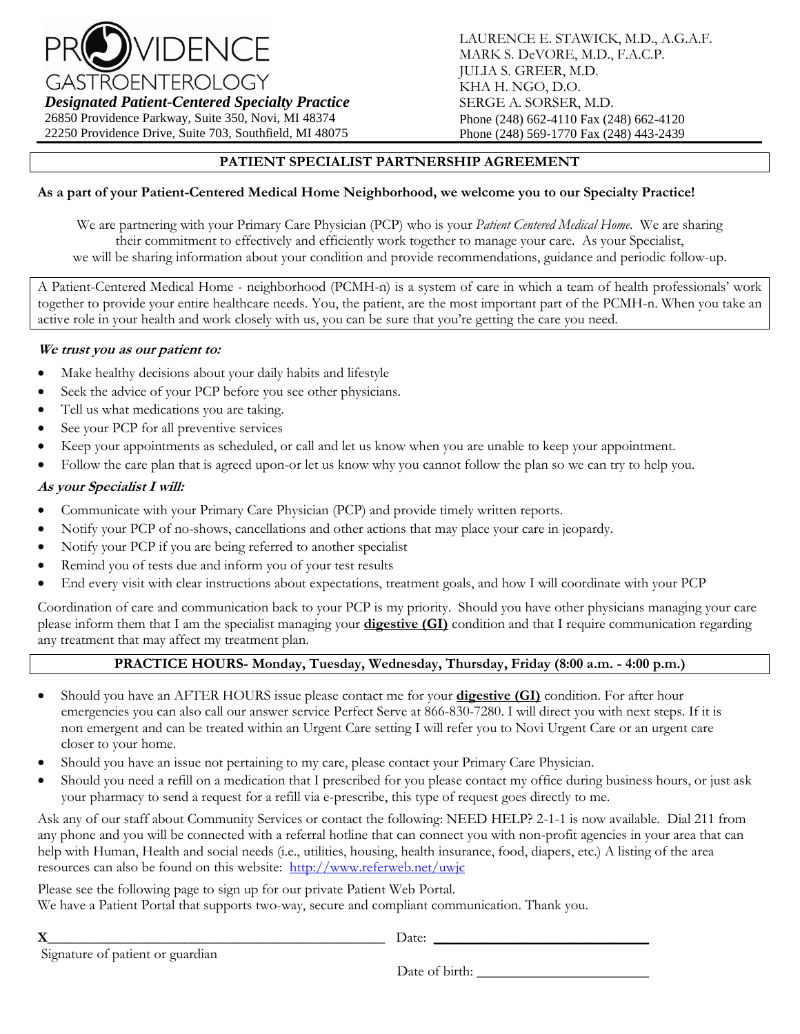PROVIDENCE GASTROENTEROLOGY

***Designated Patient-Centered Specialty Practice***

26850 Providence Parkway, Suite 350, Novi, MI 48374
22250 Providence Drive, Suite 703, Southfield, MI 48075

LAURENCE E. STAWICK, M.D., A.G.A.F.
MARK S. DeVORE, M.D., F.A.C.P.
JULIA S. GREER, M.D.
KHA H. NGO, D.O.
SERGE A. SORSER, M.D.
Phone (248) 662-4110 Fax (248) 662-4120
Phone (248) 569-1770 Fax (248) 443-2439

## PATIENT SPECIALIST PARTNERSHIP AGREEMENT

**As a part of your Patient-Centered Medical Home Neighborhood, we welcome you to our Specialty Practice!**

We are partnering with your Primary Care Physician (PCP) who is your *Patient Centered Medical Home*. We are sharing their commitment to effectively and efficiently work together to manage your care. As your Specialist, we will be sharing information about your condition and provide recommendations, guidance and periodic follow-up.

A Patient-Centered Medical Home - neighborhood (PCMH-n) is a system of care in which a team of health professionals' work together to provide your entire healthcare needs. You, the patient, are the most important part of the PCMH-n. When you take an active role in your health and work closely with us, you can be sure that you're getting the care you need.

***We trust you as our patient to:***

- Make healthy decisions about your daily habits and lifestyle
- Seek the advice of your PCP before you see other physicians.
- Tell us what medications you are taking.
- See your PCP for all preventive services
- Keep your appointments as scheduled, or call and let us know when you are unable to keep your appointment.
- Follow the care plan that is agreed upon-or let us know why you cannot follow the plan so we can try to help you.

***As your Specialist I will:***

- Communicate with your Primary Care Physician (PCP) and provide timely written reports.
- Notify your PCP of no-shows, cancellations and other actions that may place your care in jeopardy.
- Notify your PCP if you are being referred to another specialist
- Remind you of tests due and inform you of your test results
- End every visit with clear instructions about expectations, treatment goals, and how I will coordinate with your PCP

Coordination of care and communication back to your PCP is my priority. Should you have other physicians managing your care please inform them that I am the specialist managing your **digestive (GI)** condition and that I require communication regarding any treatment that may affect my treatment plan.

**PRACTICE HOURS- Monday, Tuesday, Wednesday, Thursday, Friday (8:00 a.m. - 4:00 p.m.)**

- Should you have an AFTER HOURS issue please contact me for your **digestive (GI)** condition. For after hour emergencies you can also call our answer service Perfect Serve at 866-830-7280. I will direct you with next steps. If it is non emergent and can be treated within an Urgent Care setting I will refer you to Novi Urgent Care or an urgent care closer to your home.
- Should you have an issue not pertaining to my care, please contact your Primary Care Physician.
- Should you need a refill on a medication that I prescribed for you please contact my office during business hours, or just ask your pharmacy to send a request for a refill via e-prescribe, this type of request goes directly to me.

Ask any of our staff about Community Services or contact the following: NEED HELP? 2-1-1 is now available. Dial 211 from any phone and you will be connected with a referral hotline that can connect you with non-profit agencies in your area that can help with Human, Health and social needs (i.e., utilities, housing, health insurance, food, diapers, etc.) A listing of the area resources can also be found on this website: http://www.referweb.net/uwjc

Please see the following page to sign up for our private Patient Web Portal.
We have a Patient Portal that supports two-way, secure and compliant communication. Thank you.

**X**\_\_\_\_\_\_\_\_\_\_\_\_\_\_\_\_\_\_\_\_\_\_\_\_\_\_\_\_\_\_\_\_\_\_\_\_\_\_\_\_ Date: \_\_\_\_\_\_\_\_\_\_\_\_\_\_\_\_\_\_\_\_\_\_\_\_
Signature of patient or guardian

Date of birth: \_\_\_\_\_\_\_\_\_\_\_\_\_\_\_\_\_\_\_\_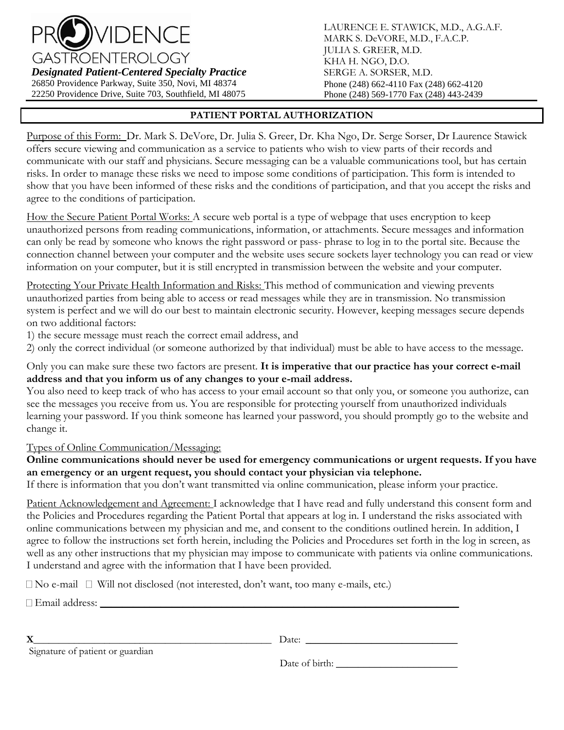# PROVIDENCE GASTROENTEROLOGY

***Designated Patient-Centered Specialty Practice***

26850 Providence Parkway, Suite 350, Novi, MI 48374
22250 Providence Drive, Suite 703, Southfield, MI 48075

LAURENCE E. STAWICK, M.D., A.G.A.F.
MARK S. DeVORE, M.D., F.A.C.P.
JULIA S. GREER, M.D.
KHA H. NGO, D.O.
SERGE A. SORSER, M.D.
Phone (248) 662-4110 Fax (248) 662-4120
Phone (248) 569-1770 Fax (248) 443-2439

## PATIENT PORTAL AUTHORIZATION

Purpose of this Form: Dr. Mark S. DeVore, Dr. Julia S. Greer, Dr. Kha Ngo, Dr. Serge Sorser, Dr Laurence Stawick offers secure viewing and communication as a service to patients who wish to view parts of their records and communicate with our staff and physicians. Secure messaging can be a valuable communications tool, but has certain risks. In order to manage these risks we need to impose some conditions of participation. This form is intended to show that you have been informed of these risks and the conditions of participation, and that you accept the risks and agree to the conditions of participation.

How the Secure Patient Portal Works: A secure web portal is a type of webpage that uses encryption to keep unauthorized persons from reading communications, information, or attachments. Secure messages and information can only be read by someone who knows the right password or pass- phrase to log in to the portal site. Because the connection channel between your computer and the website uses secure sockets layer technology you can read or view information on your computer, but it is still encrypted in transmission between the website and your computer.

Protecting Your Private Health Information and Risks: This method of communication and viewing prevents unauthorized parties from being able to access or read messages while they are in transmission. No transmission system is perfect and we will do our best to maintain electronic security. However, keeping messages secure depends on two additional factors:

1) the secure message must reach the correct email address, and
2) only the correct individual (or someone authorized by that individual) must be able to have access to the message.

Only you can make sure these two factors are present. **It is imperative that our practice has your correct e-mail address and that you inform us of any changes to your e-mail address.**

You also need to keep track of who has access to your email account so that only you, or someone you authorize, can see the messages you receive from us. You are responsible for protecting yourself from unauthorized individuals learning your password. If you think someone has learned your password, you should promptly go to the website and change it.

Types of Online Communication/Messaging:

**Online communications should never be used for emergency communications or urgent requests. If you have an emergency or an urgent request, you should contact your physician via telephone.**

If there is information that you don't want transmitted via online communication, please inform your practice.

Patient Acknowledgement and Agreement: I acknowledge that I have read and fully understand this consent form and the Policies and Procedures regarding the Patient Portal that appears at log in. I understand the risks associated with online communications between my physician and me, and consent to the conditions outlined herein. In addition, I agree to follow the instructions set forth herein, including the Policies and Procedures set forth in the log in screen, as well as any other instructions that my physician may impose to communicate with patients via online communications. I understand and agree with the information that I have been provided.

☐ No e-mail ☐ Will not disclosed (not interested, don't want, too many e-mails, etc.)

☐ Email address: ______________________________

**X**______________________________ Date: ______________________
Signature of patient or guardian

Date of birth: ______________________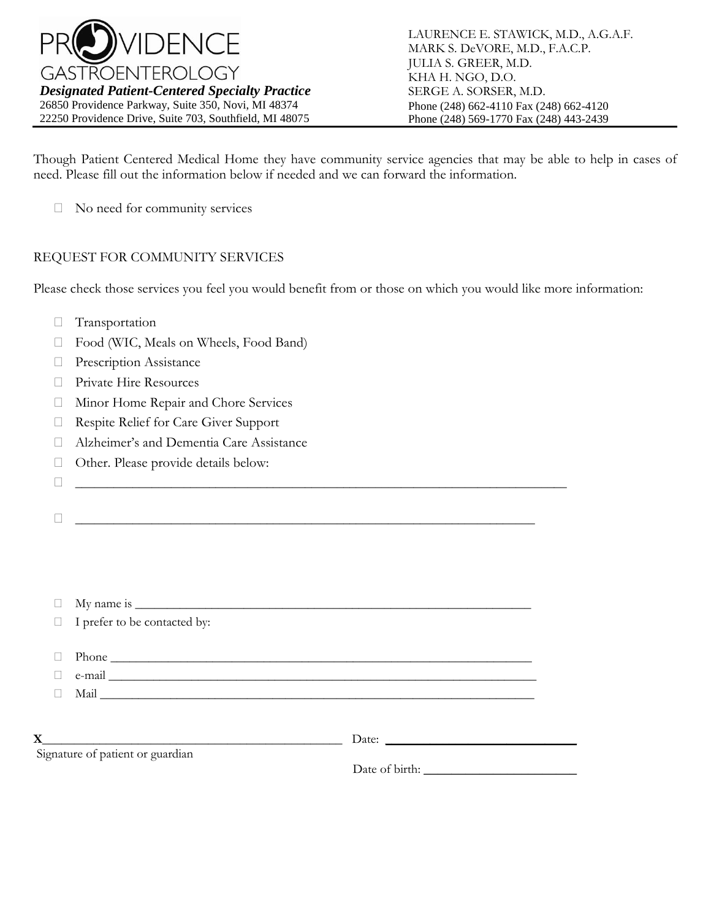PROVIDENCE GASTROENTEROLOGY

***Designated Patient-Centered Specialty Practice***

26850 Providence Parkway, Suite 350, Novi, MI 48374

22250 Providence Drive, Suite 703, Southfield, MI 48075

LAURENCE E. STAWICK, M.D., A.G.A.F.
MARK S. DeVORE, M.D., F.A.C.P.
JULIA S. GREER, M.D.
KHA H. NGO, D.O.
SERGE A. SORSER, M.D.
Phone (248) 662-4110 Fax (248) 662-4120
Phone (248) 569-1770 Fax (248) 443-2439

---

Though Patient Centered Medical Home they have community service agencies that may be able to help in cases of need. Please fill out the information below if needed and we can forward the information.

- ☐ No need for community services

REQUEST FOR COMMUNITY SERVICES

Please check those services you feel you would benefit from or those on which you would like more information:

- ☐ Transportation
- ☐ Food (WIC, Meals on Wheels, Food Band)
- ☐ Prescription Assistance
- ☐ Private Hire Resources
- ☐ Minor Home Repair and Chore Services
- ☐ Respite Relief for Care Giver Support
- ☐ Alzheimer's and Dementia Care Assistance
- ☐ Other. Please provide details below:
- ☐ ______________________________________________________________________
- ☐ ______________________________________________________________________

- ☐ My name is ____________________________________________________________
- ☐ I prefer to be contacted by:

- ☐ Phone ________________________________________________________________
- ☐ e-mail ________________________________________________________________
- ☐ Mail _________________________________________________________________

**X**_____________________________________________ Date: ___________________________

Signature of patient or guardian

Date of birth: ______________________